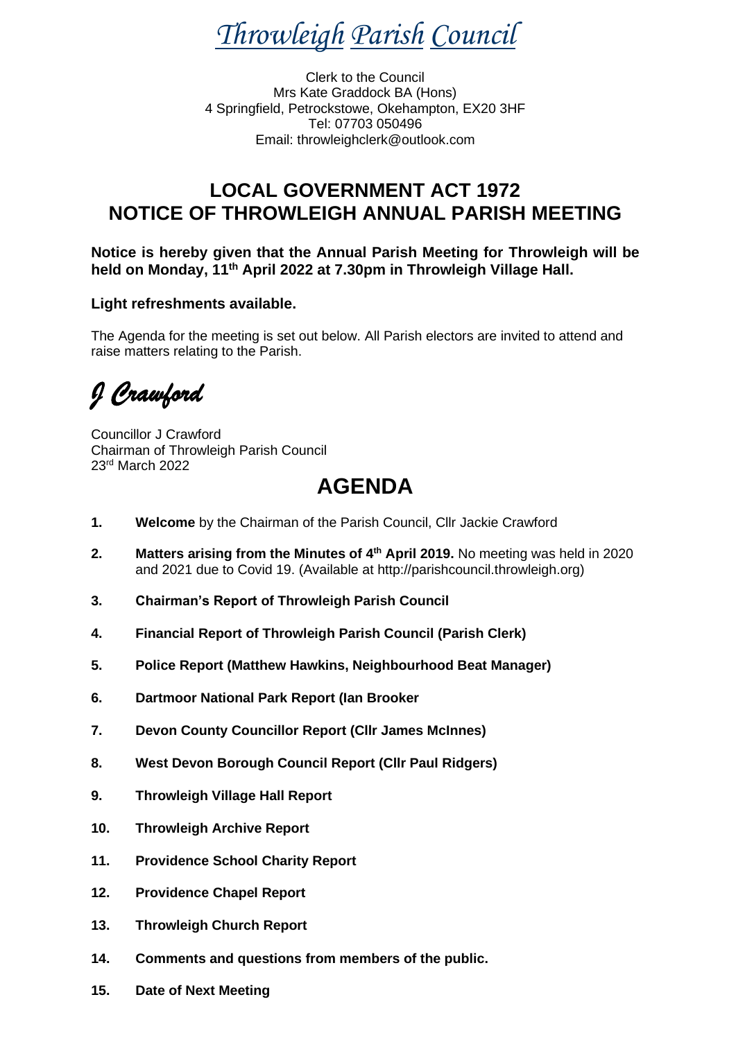# *Throwleigh Parish Council*

Clerk to the Council
Mrs Kate Graddock BA (Hons)
4 Springfield, Petrockstowe, Okehampton, EX20 3HF
Tel: 07703 050496
Email: throwleighclerk@outlook.com

## LOCAL GOVERNMENT ACT 1972
## NOTICE OF THROWLEIGH ANNUAL PARISH MEETING

**Notice is hereby given that the Annual Parish Meeting for Throwleigh will be held on Monday, 11th April 2022 at 7.30pm in Throwleigh Village Hall.**

**Light refreshments available.**

The Agenda for the meeting is set out below. All Parish electors are invited to attend and raise matters relating to the Parish.

*J Crawford*

Councillor J Crawford
Chairman of Throwleigh Parish Council
23rd March 2022

# AGENDA

1. **Welcome** by the Chairman of the Parish Council, Cllr Jackie Crawford
2. **Matters arising from the Minutes of 4th April 2019.** No meeting was held in 2020 and 2021 due to Covid 19. (Available at http://parishcouncil.throwleigh.org)
3. **Chairman's Report of Throwleigh Parish Council**
4. **Financial Report of Throwleigh Parish Council (Parish Clerk)**
5. **Police Report (Matthew Hawkins, Neighbourhood Beat Manager)**
6. **Dartmoor National Park Report (Ian Brooker**
7. **Devon County Councillor Report (Cllr James McInnes)**
8. **West Devon Borough Council Report (Cllr Paul Ridgers)**
9. **Throwleigh Village Hall Report**
10. **Throwleigh Archive Report**
11. **Providence School Charity Report**
12. **Providence Chapel Report**
13. **Throwleigh Church Report**
14. **Comments and questions from members of the public.**
15. **Date of Next Meeting**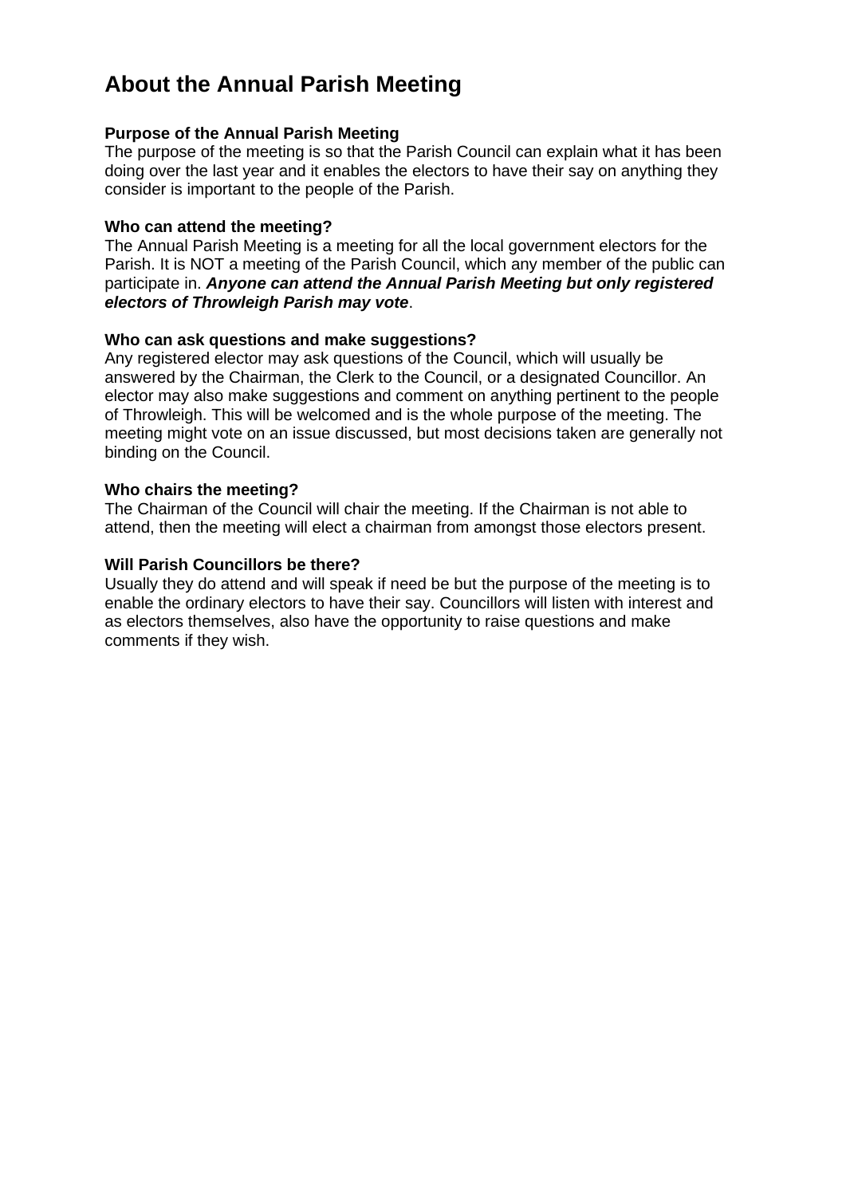# About the Annual Parish Meeting

**Purpose of the Annual Parish Meeting**
The purpose of the meeting is so that the Parish Council can explain what it has been doing over the last year and it enables the electors to have their say on anything they consider is important to the people of the Parish.

**Who can attend the meeting?**
The Annual Parish Meeting is a meeting for all the local government electors for the Parish. It is NOT a meeting of the Parish Council, which any member of the public can participate in. ***Anyone can attend the Annual Parish Meeting but only registered electors of Throwleigh Parish may vote***.

**Who can ask questions and make suggestions?**
Any registered elector may ask questions of the Council, which will usually be answered by the Chairman, the Clerk to the Council, or a designated Councillor. An elector may also make suggestions and comment on anything pertinent to the people of Throwleigh. This will be welcomed and is the whole purpose of the meeting. The meeting might vote on an issue discussed, but most decisions taken are generally not binding on the Council.

**Who chairs the meeting?**
The Chairman of the Council will chair the meeting. If the Chairman is not able to attend, then the meeting will elect a chairman from amongst those electors present.

**Will Parish Councillors be there?**
Usually they do attend and will speak if need be but the purpose of the meeting is to enable the ordinary electors to have their say. Councillors will listen with interest and as electors themselves, also have the opportunity to raise questions and make comments if they wish.